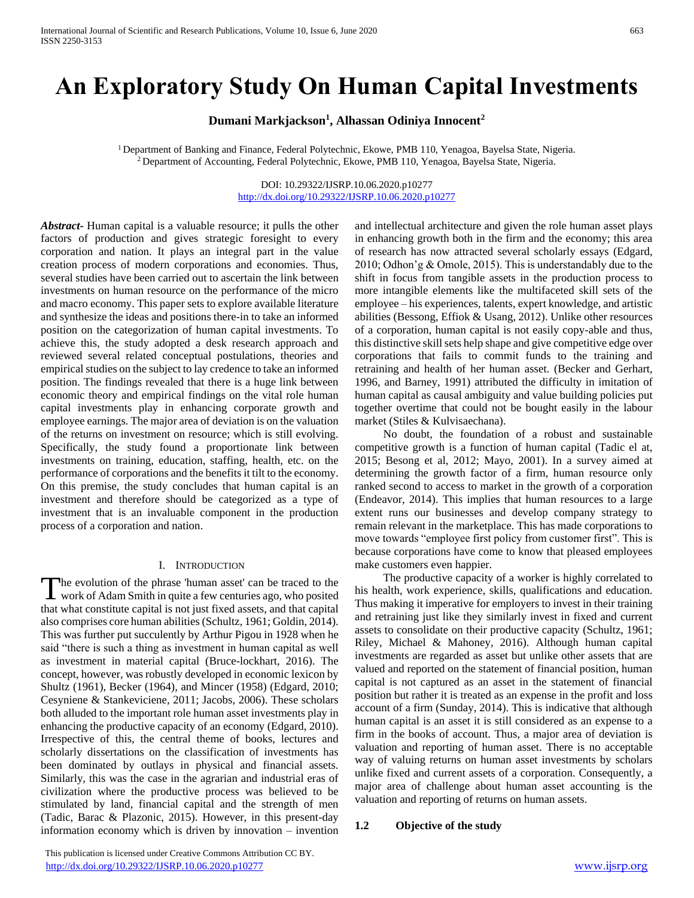# An Exploratory Study On Human Capital Investments

**Dumani Markjackson[1], Alhassan Odiniya Innocent[2]**

[1] Department of Banking and Finance, Federal Polytechnic, Ekowe, PMB 110, Yenagoa, Bayelsa State, Nigeria.
[2] Department of Accounting, Federal Polytechnic, Ekowe, PMB 110, Yenagoa, Bayelsa State, Nigeria.

DOI: 10.29322/IJSRP.10.06.2020.p10277
http://dx.doi.org/10.29322/IJSRP.10.06.2020.p10277

***Abstract-*** Human capital is a valuable resource; it pulls the other factors of production and gives strategic foresight to every corporation and nation. It plays an integral part in the value creation process of modern corporations and economies. Thus, several studies have been carried out to ascertain the link between investments on human resource on the performance of the micro and macro economy. This paper sets to explore available literature and synthesize the ideas and positions there-in to take an informed position on the categorization of human capital investments. To achieve this, the study adopted a desk research approach and reviewed several related conceptual postulations, theories and empirical studies on the subject to lay credence to take an informed position. The findings revealed that there is a huge link between economic theory and empirical findings on the vital role human capital investments play in enhancing corporate growth and employee earnings. The major area of deviation is on the valuation of the returns on investment on resource; which is still evolving. Specifically, the study found a proportionate link between investments on training, education, staffing, health, etc. on the performance of corporations and the benefits it tilt to the economy. On this premise, the study concludes that human capital is an investment and therefore should be categorized as a type of investment that is an invaluable component in the production process of a corporation and nation.

## I. Introduction

The evolution of the phrase 'human asset' can be traced to the work of Adam Smith in quite a few centuries ago, who posited that what constitute capital is not just fixed assets, and that capital also comprises core human abilities (Schultz, 1961; Goldin, 2014). This was further put succulently by Arthur Pigou in 1928 when he said "there is such a thing as investment in human capital as well as investment in material capital (Bruce-lockhart, 2016). The concept, however, was robustly developed in economic lexicon by Shultz (1961), Becker (1964), and Mincer (1958) (Edgard, 2010; Cesyniene & Stankeviciene, 2011; Jacobs, 2006). These scholars both alluded to the important role human asset investments play in enhancing the productive capacity of an economy (Edgard, 2010). Irrespective of this, the central theme of books, lectures and scholarly dissertations on the classification of investments has been dominated by outlays in physical and financial assets. Similarly, this was the case in the agrarian and industrial eras of civilization where the productive process was believed to be stimulated by land, financial capital and the strength of men (Tadic, Barac & Plazonic, 2015). However, in this present-day information economy which is driven by innovation – invention and intellectual architecture and given the role human asset plays in enhancing growth both in the firm and the economy; this area of research has now attracted several scholarly essays (Edgard, 2010; Odhon'g & Omole, 2015). This is understandably due to the shift in focus from tangible assets in the production process to more intangible elements like the multifaceted skill sets of the employee – his experiences, talents, expert knowledge, and artistic abilities (Bessong, Effiok & Usang, 2012). Unlike other resources of a corporation, human capital is not easily copy-able and thus, this distinctive skill sets help shape and give competitive edge over corporations that fails to commit funds to the training and retraining and health of her human asset. (Becker and Gerhart, 1996, and Barney, 1991) attributed the difficulty in imitation of human capital as causal ambiguity and value building policies put together overtime that could not be bought easily in the labour market (Stiles & Kulvisaechana).

No doubt, the foundation of a robust and sustainable competitive growth is a function of human capital (Tadic el at, 2015; Besong et al, 2012; Mayo, 2001). In a survey aimed at determining the growth factor of a firm, human resource only ranked second to access to market in the growth of a corporation (Endeavor, 2014). This implies that human resources to a large extent runs our businesses and develop company strategy to remain relevant in the marketplace. This has made corporations to move towards "employee first policy from customer first". This is because corporations have come to know that pleased employees make customers even happier.

The productive capacity of a worker is highly correlated to his health, work experience, skills, qualifications and education. Thus making it imperative for employers to invest in their training and retraining just like they similarly invest in fixed and current assets to consolidate on their productive capacity (Schultz, 1961; Riley, Michael & Mahoney, 2016). Although human capital investments are regarded as asset but unlike other assets that are valued and reported on the statement of financial position, human capital is not captured as an asset in the statement of financial position but rather it is treated as an expense in the profit and loss account of a firm (Sunday, 2014). This is indicative that although human capital is an asset it is still considered as an expense to a firm in the books of account. Thus, a major area of deviation is valuation and reporting of human asset. There is no acceptable way of valuing returns on human asset investments by scholars unlike fixed and current assets of a corporation. Consequently, a major area of challenge about human asset accounting is the valuation and reporting of returns on human assets.

### 1.2 Objective of the study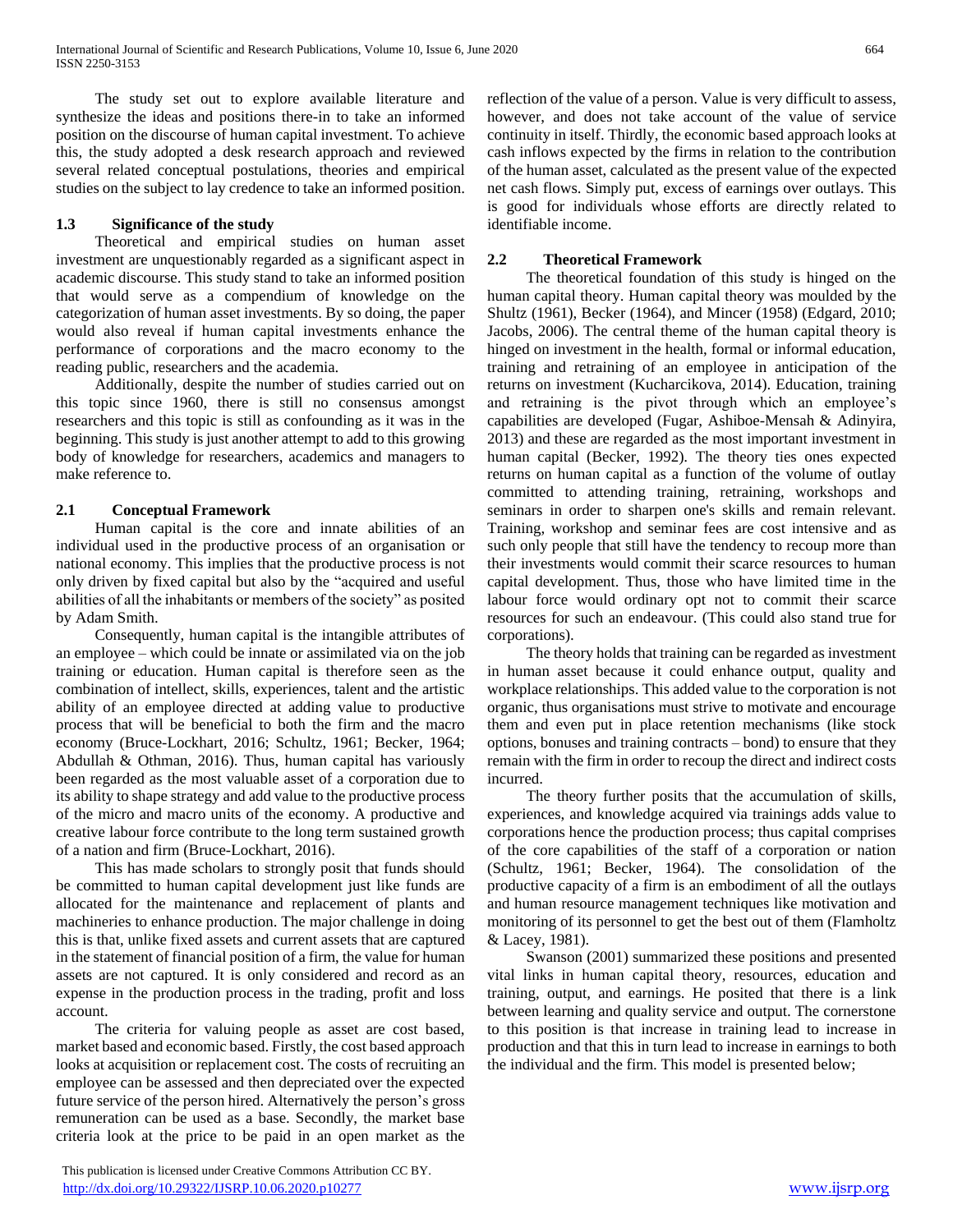The study set out to explore available literature and synthesize the ideas and positions there-in to take an informed position on the discourse of human capital investment. To achieve this, the study adopted a desk research approach and reviewed several related conceptual postulations, theories and empirical studies on the subject to lay credence to take an informed position.

### 1.3 Significance of the study

Theoretical and empirical studies on human asset investment are unquestionably regarded as a significant aspect in academic discourse. This study stand to take an informed position that would serve as a compendium of knowledge on the categorization of human asset investments. By so doing, the paper would also reveal if human capital investments enhance the performance of corporations and the macro economy to the reading public, researchers and the academia.

Additionally, despite the number of studies carried out on this topic since 1960, there is still no consensus amongst researchers and this topic is still as confounding as it was in the beginning. This study is just another attempt to add to this growing body of knowledge for researchers, academics and managers to make reference to.

### 2.1 Conceptual Framework

Human capital is the core and innate abilities of an individual used in the productive process of an organisation or national economy. This implies that the productive process is not only driven by fixed capital but also by the "acquired and useful abilities of all the inhabitants or members of the society" as posited by Adam Smith.

Consequently, human capital is the intangible attributes of an employee – which could be innate or assimilated via on the job training or education. Human capital is therefore seen as the combination of intellect, skills, experiences, talent and the artistic ability of an employee directed at adding value to productive process that will be beneficial to both the firm and the macro economy (Bruce-Lockhart, 2016; Schultz, 1961; Becker, 1964; Abdullah & Othman, 2016). Thus, human capital has variously been regarded as the most valuable asset of a corporation due to its ability to shape strategy and add value to the productive process of the micro and macro units of the economy. A productive and creative labour force contribute to the long term sustained growth of a nation and firm (Bruce-Lockhart, 2016).

This has made scholars to strongly posit that funds should be committed to human capital development just like funds are allocated for the maintenance and replacement of plants and machineries to enhance production. The major challenge in doing this is that, unlike fixed assets and current assets that are captured in the statement of financial position of a firm, the value for human assets are not captured. It is only considered and record as an expense in the production process in the trading, profit and loss account.

The criteria for valuing people as asset are cost based, market based and economic based. Firstly, the cost based approach looks at acquisition or replacement cost. The costs of recruiting an employee can be assessed and then depreciated over the expected future service of the person hired. Alternatively the person's gross remuneration can be used as a base. Secondly, the market base criteria look at the price to be paid in an open market as the reflection of the value of a person. Value is very difficult to assess, however, and does not take account of the value of service continuity in itself. Thirdly, the economic based approach looks at cash inflows expected by the firms in relation to the contribution of the human asset, calculated as the present value of the expected net cash flows. Simply put, excess of earnings over outlays. This is good for individuals whose efforts are directly related to identifiable income.

### 2.2 Theoretical Framework

The theoretical foundation of this study is hinged on the human capital theory. Human capital theory was moulded by the Shultz (1961), Becker (1964), and Mincer (1958) (Edgard, 2010; Jacobs, 2006). The central theme of the human capital theory is hinged on investment in the health, formal or informal education, training and retraining of an employee in anticipation of the returns on investment (Kucharcikova, 2014). Education, training and retraining is the pivot through which an employee's capabilities are developed (Fugar, Ashiboe-Mensah & Adinyira, 2013) and these are regarded as the most important investment in human capital (Becker, 1992). The theory ties ones expected returns on human capital as a function of the volume of outlay committed to attending training, retraining, workshops and seminars in order to sharpen one's skills and remain relevant. Training, workshop and seminar fees are cost intensive and as such only people that still have the tendency to recoup more than their investments would commit their scarce resources to human capital development. Thus, those who have limited time in the labour force would ordinary opt not to commit their scarce resources for such an endeavour. (This could also stand true for corporations).

The theory holds that training can be regarded as investment in human asset because it could enhance output, quality and workplace relationships. This added value to the corporation is not organic, thus organisations must strive to motivate and encourage them and even put in place retention mechanisms (like stock options, bonuses and training contracts – bond) to ensure that they remain with the firm in order to recoup the direct and indirect costs incurred.

The theory further posits that the accumulation of skills, experiences, and knowledge acquired via trainings adds value to corporations hence the production process; thus capital comprises of the core capabilities of the staff of a corporation or nation (Schultz, 1961; Becker, 1964). The consolidation of the productive capacity of a firm is an embodiment of all the outlays and human resource management techniques like motivation and monitoring of its personnel to get the best out of them (Flamholtz & Lacey, 1981).

Swanson (2001) summarized these positions and presented vital links in human capital theory, resources, education and training, output, and earnings. He posited that there is a link between learning and quality service and output. The cornerstone to this position is that increase in training lead to increase in production and that this in turn lead to increase in earnings to both the individual and the firm. This model is presented below;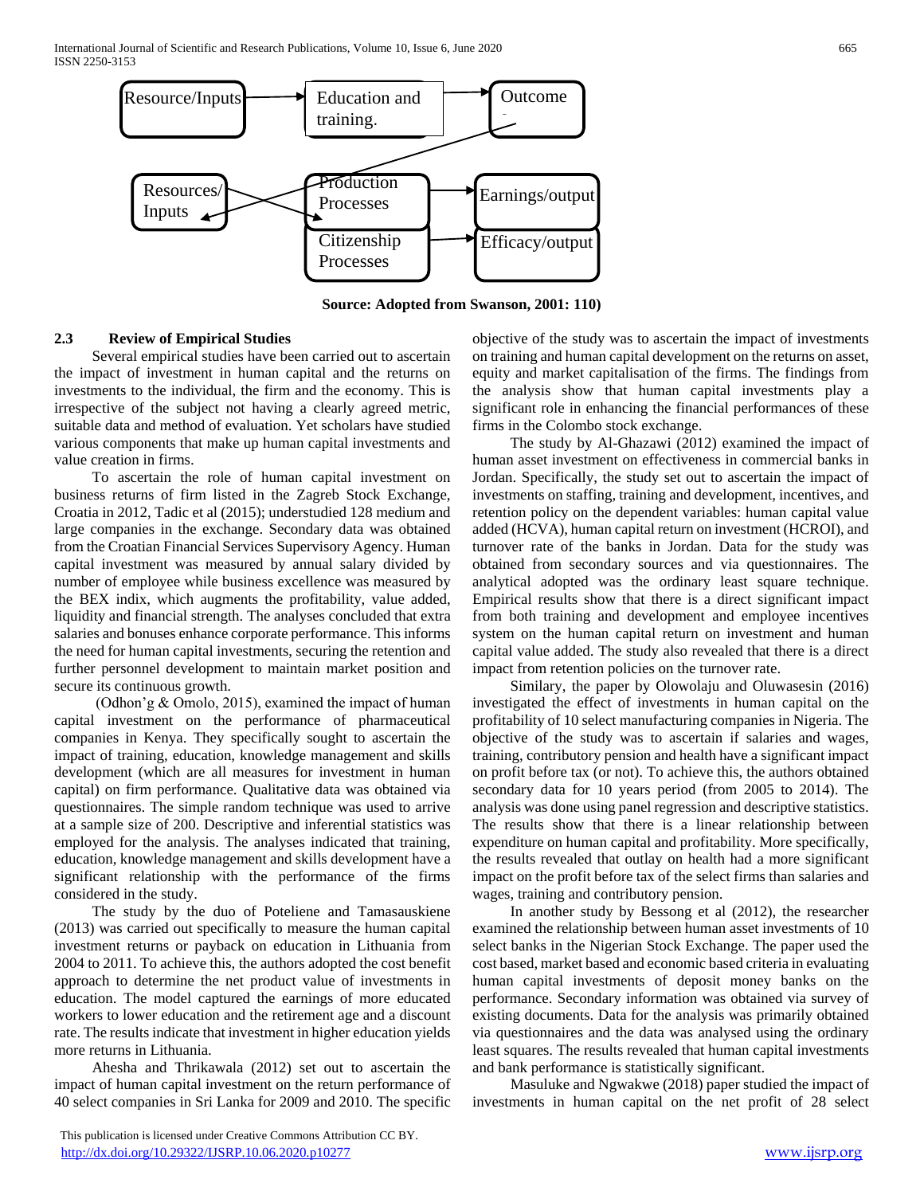Resource/Inputs → Education and training. → Outcome

Resources/ Inputs → Production Processes → Earnings/output

Citizenship Processes → Efficacy/output

**Source: Adopted from Swanson, 2001: 110)**

### 2.3 Review of Empirical Studies

Several empirical studies have been carried out to ascertain the impact of investment in human capital and the returns on investments to the individual, the firm and the economy. This is irrespective of the subject not having a clearly agreed metric, suitable data and method of evaluation. Yet scholars have studied various components that make up human capital investments and value creation in firms.

To ascertain the role of human capital investment on business returns of firm listed in the Zagreb Stock Exchange, Croatia in 2012, Tadic et al (2015); understudied 128 medium and large companies in the exchange. Secondary data was obtained from the Croatian Financial Services Supervisory Agency. Human capital investment was measured by annual salary divided by number of employee while business excellence was measured by the BEX indix, which augments the profitability, value added, liquidity and financial strength. The analyses concluded that extra salaries and bonuses enhance corporate performance. This informs the need for human capital investments, securing the retention and further personnel development to maintain market position and secure its continuous growth.

(Odhon'g & Omolo, 2015), examined the impact of human capital investment on the performance of pharmaceutical companies in Kenya. They specifically sought to ascertain the impact of training, education, knowledge management and skills development (which are all measures for investment in human capital) on firm performance. Qualitative data was obtained via questionnaires. The simple random technique was used to arrive at a sample size of 200. Descriptive and inferential statistics was employed for the analysis. The analyses indicated that training, education, knowledge management and skills development have a significant relationship with the performance of the firms considered in the study.

The study by the duo of Poteliene and Tamasauskiene (2013) was carried out specifically to measure the human capital investment returns or payback on education in Lithuania from 2004 to 2011. To achieve this, the authors adopted the cost benefit approach to determine the net product value of investments in education. The model captured the earnings of more educated workers to lower education and the retirement age and a discount rate. The results indicate that investment in higher education yields more returns in Lithuania.

Ahesha and Thrikawala (2012) set out to ascertain the impact of human capital investment on the return performance of 40 select companies in Sri Lanka for 2009 and 2010. The specific objective of the study was to ascertain the impact of investments on training and human capital development on the returns on asset, equity and market capitalisation of the firms. The findings from the analysis show that human capital investments play a significant role in enhancing the financial performances of these firms in the Colombo stock exchange.

The study by Al-Ghazawi (2012) examined the impact of human asset investment on effectiveness in commercial banks in Jordan. Specifically, the study set out to ascertain the impact of investments on staffing, training and development, incentives, and retention policy on the dependent variables: human capital value added (HCVA), human capital return on investment (HCROI), and turnover rate of the banks in Jordan. Data for the study was obtained from secondary sources and via questionnaires. The analytical adopted was the ordinary least square technique. Empirical results show that there is a direct significant impact from both training and development and employee incentives system on the human capital return on investment and human capital value added. The study also revealed that there is a direct impact from retention policies on the turnover rate.

Similary, the paper by Olowolaju and Oluwasesin (2016) investigated the effect of investments in human capital on the profitability of 10 select manufacturing companies in Nigeria. The objective of the study was to ascertain if salaries and wages, training, contributory pension and health have a significant impact on profit before tax (or not). To achieve this, the authors obtained secondary data for 10 years period (from 2005 to 2014). The analysis was done using panel regression and descriptive statistics. The results show that there is a linear relationship between expenditure on human capital and profitability. More specifically, the results revealed that outlay on health had a more significant impact on the profit before tax of the select firms than salaries and wages, training and contributory pension.

In another study by Bessong et al (2012), the researcher examined the relationship between human asset investments of 10 select banks in the Nigerian Stock Exchange. The paper used the cost based, market based and economic based criteria in evaluating human capital investments of deposit money banks on the performance. Secondary information was obtained via survey of existing documents. Data for the analysis was primarily obtained via questionnaires and the data was analysed using the ordinary least squares. The results revealed that human capital investments and bank performance is statistically significant.

Masuluke and Ngwakwe (2018) paper studied the impact of investments in human capital on the net profit of 28 select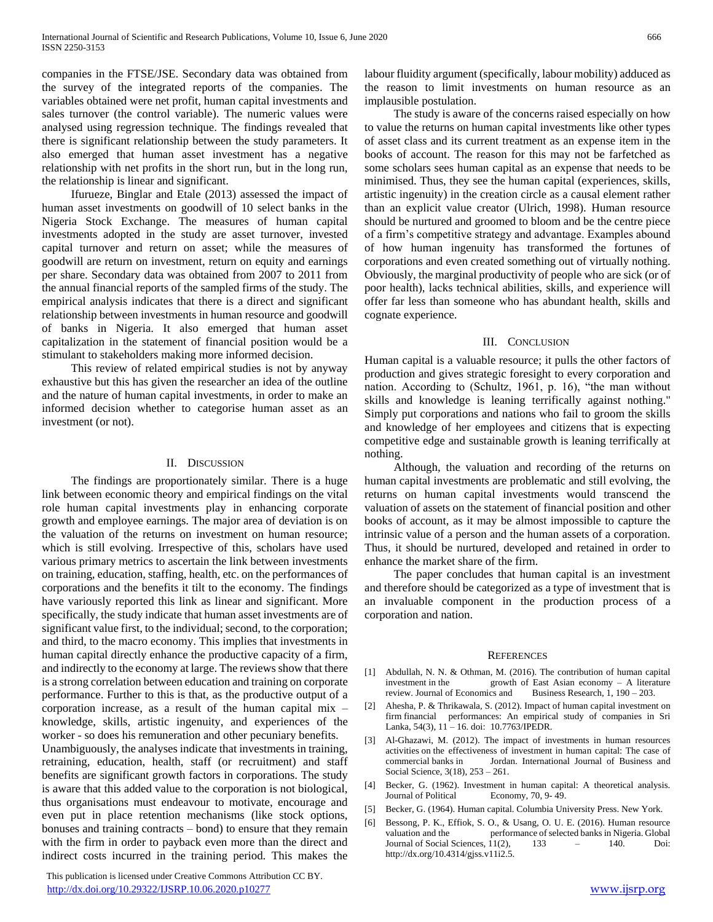companies in the FTSE/JSE. Secondary data was obtained from the survey of the integrated reports of the companies. The variables obtained were net profit, human capital investments and sales turnover (the control variable). The numeric values were analysed using regression technique. The findings revealed that there is significant relationship between the study parameters. It also emerged that human asset investment has a negative relationship with net profits in the short run, but in the long run, the relationship is linear and significant.

Ifurueze, Binglar and Etale (2013) assessed the impact of human asset investments on goodwill of 10 select banks in the Nigeria Stock Exchange. The measures of human capital investments adopted in the study are asset turnover, invested capital turnover and return on asset; while the measures of goodwill are return on investment, return on equity and earnings per share. Secondary data was obtained from 2007 to 2011 from the annual financial reports of the sampled firms of the study. The empirical analysis indicates that there is a direct and significant relationship between investments in human resource and goodwill of banks in Nigeria. It also emerged that human asset capitalization in the statement of financial position would be a stimulant to stakeholders making more informed decision.

This review of related empirical studies is not by anyway exhaustive but this has given the researcher an idea of the outline and the nature of human capital investments, in order to make an informed decision whether to categorise human asset as an investment (or not).

## II. Discussion

The findings are proportionately similar. There is a huge link between economic theory and empirical findings on the vital role human capital investments play in enhancing corporate growth and employee earnings. The major area of deviation is on the valuation of the returns on investment on human resource; which is still evolving. Irrespective of this, scholars have used various primary metrics to ascertain the link between investments on training, education, staffing, health, etc. on the performances of corporations and the benefits it tilt to the economy. The findings have variously reported this link as linear and significant. More specifically, the study indicate that human asset investments are of significant value first, to the individual; second, to the corporation; and third, to the macro economy. This implies that investments in human capital directly enhance the productive capacity of a firm, and indirectly to the economy at large. The reviews show that there is a strong correlation between education and training on corporate performance. Further to this is that, as the productive output of a corporation increase, as a result of the human capital mix – knowledge, skills, artistic ingenuity, and experiences of the worker - so does his remuneration and other pecuniary benefits.

Unambiguously, the analyses indicate that investments in training, retraining, education, health, staff (or recruitment) and staff benefits are significant growth factors in corporations. The study is aware that this added value to the corporation is not biological, thus organisations must endeavour to motivate, encourage and even put in place retention mechanisms (like stock options, bonuses and training contracts – bond) to ensure that they remain with the firm in order to payback even more than the direct and indirect costs incurred in the training period. This makes the labour fluidity argument (specifically, labour mobility) adduced as the reason to limit investments on human resource as an implausible postulation.

The study is aware of the concerns raised especially on how to value the returns on human capital investments like other types of asset class and its current treatment as an expense item in the books of account. The reason for this may not be farfetched as some scholars sees human capital as an expense that needs to be minimised. Thus, they see the human capital (experiences, skills, artistic ingenuity) in the creation circle as a causal element rather than an explicit value creator (Ulrich, 1998). Human resource should be nurtured and groomed to bloom and be the centre piece of a firm's competitive strategy and advantage. Examples abound of how human ingenuity has transformed the fortunes of corporations and even created something out of virtually nothing. Obviously, the marginal productivity of people who are sick (or of poor health), lacks technical abilities, skills, and experience will offer far less than someone who has abundant health, skills and cognate experience.

## III. Conclusion

Human capital is a valuable resource; it pulls the other factors of production and gives strategic foresight to every corporation and nation. According to (Schultz, 1961, p. 16), "the man without skills and knowledge is leaning terrifically against nothing." Simply put corporations and nations who fail to groom the skills and knowledge of her employees and citizens that is expecting competitive edge and sustainable growth is leaning terrifically at nothing.

Although, the valuation and recording of the returns on human capital investments are problematic and still evolving, the returns on human capital investments would transcend the valuation of assets on the statement of financial position and other books of account, as it may be almost impossible to capture the intrinsic value of a person and the human assets of a corporation. Thus, it should be nurtured, developed and retained in order to enhance the market share of the firm.

The paper concludes that human capital is an investment and therefore should be categorized as a type of investment that is an invaluable component in the production process of a corporation and nation.

## References

[1] Abdullah, N. N. & Othman, M. (2016). The contribution of human capital investment in the growth of East Asian economy – A literature review. Journal of Economics and Business Research, 1, 190 – 203.

[2] Ahesha, P. & Thrikawala, S. (2012). Impact of human capital investment on firm financial performances: An empirical study of companies in Sri Lanka, 54(3), 11 – 16. doi: 10.7763/IPEDR.

[3] Al-Ghazawi, M. (2012). The impact of investments in human resources activities on the effectiveness of investment in human capital: The case of commercial banks in Jordan. International Journal of Business and Social Science, 3(18), 253 – 261.

[4] Becker, G. (1962). Investment in human capital: A theoretical analysis. Journal of Political Economy, 70, 9- 49.

[5] Becker, G. (1964). Human capital. Columbia University Press. New York.

[6] Bessong, P. K., Effiok, S. O., & Usang, O. U. E. (2016). Human resource valuation and the performance of selected banks in Nigeria. Global Journal of Social Sciences, 11(2), 133 – 140. Doi: http://dx.doi.org/10.4314/gjss.v11i2.5.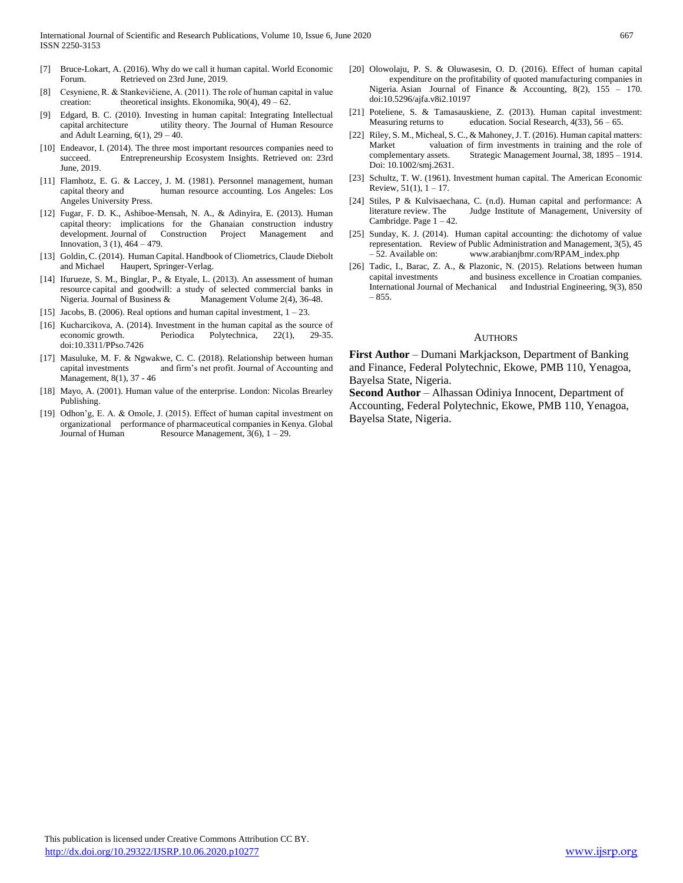[7] Bruce-Lokart, A. (2016). Why do we call it human capital. World Economic Forum. Retrieved on 23rd June, 2019.

[8] Cesyniene, R. & Stankevičiene, A. (2011). The role of human capital in value creation: theoretical insights. Ekonomika, 90(4), 49 – 62.

[9] Edgard, B. C. (2010). Investing in human capital: Integrating Intellectual capital architecture utility theory. The Journal of Human Resource and Adult Learning, 6(1), 29 – 40.

[10] Endeavor, I. (2014). The three most important resources companies need to succeed. Entrepreneurship Ecosystem Insights. Retrieved on: 23rd June, 2019.

[11] Flamhotz, E. G. & Laccey, J. M. (1981). Personnel management, human capital theory and human resource accounting. Los Angeles: Los Angeles University Press.

[12] Fugar, F. D. K., Ashiboe-Mensah, N. A., & Adinyira, E. (2013). Human capital theory: implications for the Ghanaian construction industry development. Journal of Construction Project Management and Innovation, 3 (1), 464 – 479.

[13] Goldin, C. (2014). Human Capital. Handbook of Cliometrics, Claude Diebolt and Michael Haupert, Springer-Verlag.

[14] Ifurueze, S. M., Binglar, P., & Etyale, L. (2013). An assessment of human resource capital and goodwill: a study of selected commercial banks in Nigeria. Journal of Business & Management Volume 2(4), 36-48.

[15] Jacobs, B. (2006). Real options and human capital investment, 1 – 23.

[16] Kucharcikova, A. (2014). Investment in the human capital as the source of economic growth. Periodica Polytechnica, 22(1), 29-35. doi:10.3311/PPso.7426

[17] Masuluke, M. F. & Ngwakwe, C. C. (2018). Relationship between human capital investments and firm's net profit. Journal of Accounting and Management, 8(1), 37 - 46

[18] Mayo, A. (2001). Human value of the enterprise. London: Nicolas Brearley Publishing.

[19] Odhon'g, E. A. & Omole, J. (2015). Effect of human capital investment on organizational performance of pharmaceutical companies in Kenya. Global Journal of Human Resource Management, 3(6), 1 – 29.

[20] Olowolaju, P. S. & Oluwasesin, O. D. (2016). Effect of human capital expenditure on the profitability of quoted manufacturing companies in Nigeria. Asian Journal of Finance & Accounting, 8(2), 155 – 170. doi:10.5296/ajfa.v8i2.10197

[21] Poteliene, S. & Tamasauskiene, Z. (2013). Human capital investment: Measuring returns to education. Social Research, 4(33), 56 – 65.

[22] Riley, S. M., Micheal, S. C., & Mahoney, J. T. (2016). Human capital matters: Market valuation of firm investments in training and the role of complementary assets. Strategic Management Journal, 38, 1895 – 1914. Doi: 10.1002/smj.2631.

[23] Schultz, T. W. (1961). Investment human capital. The American Economic Review, 51(1), 1 – 17.

[24] Stiles, P & Kulvisaechana, C. (n.d). Human capital and performance: A literature review. The Judge Institute of Management, University of Cambridge. Page 1 – 42.

[25] Sunday, K. J. (2014). Human capital accounting: the dichotomy of value representation. Review of Public Administration and Management, 3(5), 45 – 52. Available on: www.arabianjbmr.com/RPAM_index.php

[26] Tadic, I., Barac, Z. A., & Plazonic, N. (2015). Relations between human capital investments and business excellence in Croatian companies. International Journal of Mechanical and Industrial Engineering, 9(3), 850 – 855.

## AUTHORS

**First Author** – Dumani Markjackson, Department of Banking and Finance, Federal Polytechnic, Ekowe, PMB 110, Yenagoa, Bayelsa State, Nigeria.

**Second Author** – Alhassan Odiniya Innocent, Department of Accounting, Federal Polytechnic, Ekowe, PMB 110, Yenagoa, Bayelsa State, Nigeria.